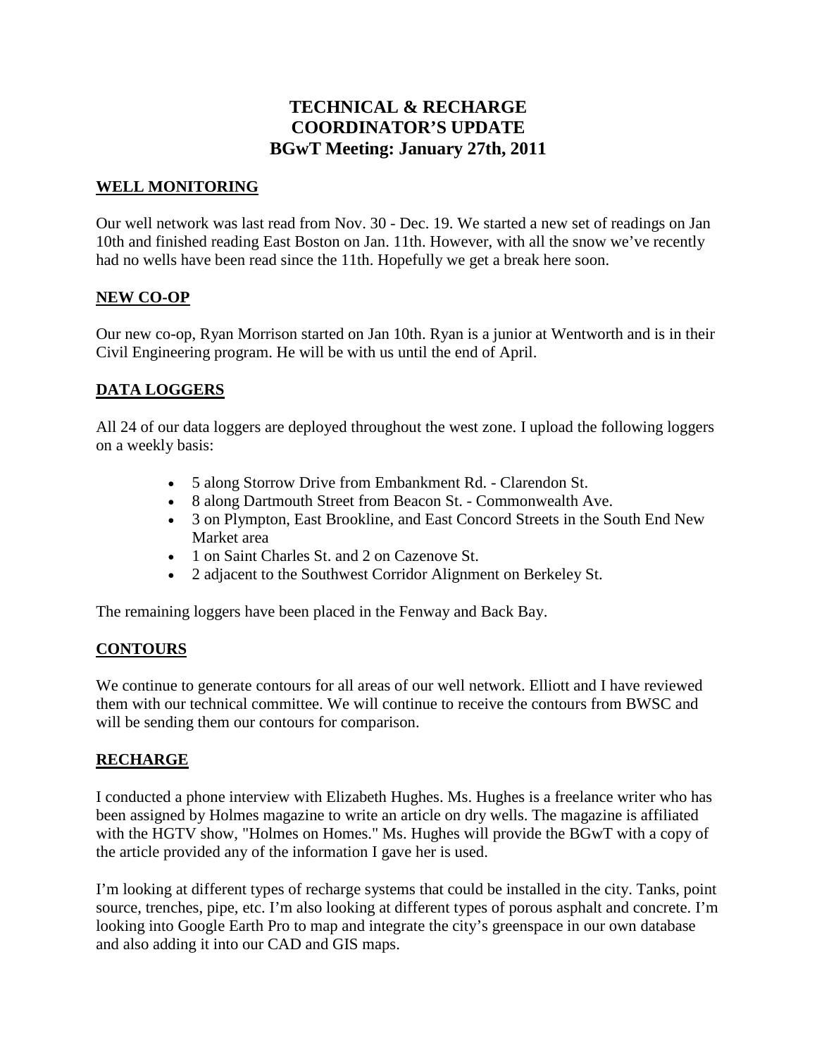# TECHNICAL & RECHARGE COORDINATOR'S UPDATE
# BGwT Meeting: January 27th, 2011

## WELL MONITORING

Our well network was last read from Nov. 30 - Dec. 19. We started a new set of readings on Jan 10th and finished reading East Boston on Jan. 11th. However, with all the snow we've recently had no wells have been read since the 11th. Hopefully we get a break here soon.

## NEW CO-OP

Our new co-op, Ryan Morrison started on Jan 10th. Ryan is a junior at Wentworth and is in their Civil Engineering program. He will be with us until the end of April.

## DATA LOGGERS

All 24 of our data loggers are deployed throughout the west zone. I upload the following loggers on a weekly basis:

- 5 along Storrow Drive from Embankment Rd. - Clarendon St.
- 8 along Dartmouth Street from Beacon St. - Commonwealth Ave.
- 3 on Plympton, East Brookline, and East Concord Streets in the South End New Market area
- 1 on Saint Charles St. and 2 on Cazenove St.
- 2 adjacent to the Southwest Corridor Alignment on Berkeley St.

The remaining loggers have been placed in the Fenway and Back Bay.

## CONTOURS

We continue to generate contours for all areas of our well network. Elliott and I have reviewed them with our technical committee. We will continue to receive the contours from BWSC and will be sending them our contours for comparison.

## RECHARGE

I conducted a phone interview with Elizabeth Hughes. Ms. Hughes is a freelance writer who has been assigned by Holmes magazine to write an article on dry wells. The magazine is affiliated with the HGTV show, "Holmes on Homes." Ms. Hughes will provide the BGwT with a copy of the article provided any of the information I gave her is used.

I'm looking at different types of recharge systems that could be installed in the city. Tanks, point source, trenches, pipe, etc. I'm also looking at different types of porous asphalt and concrete. I'm looking into Google Earth Pro to map and integrate the city's greenspace in our own database and also adding it into our CAD and GIS maps.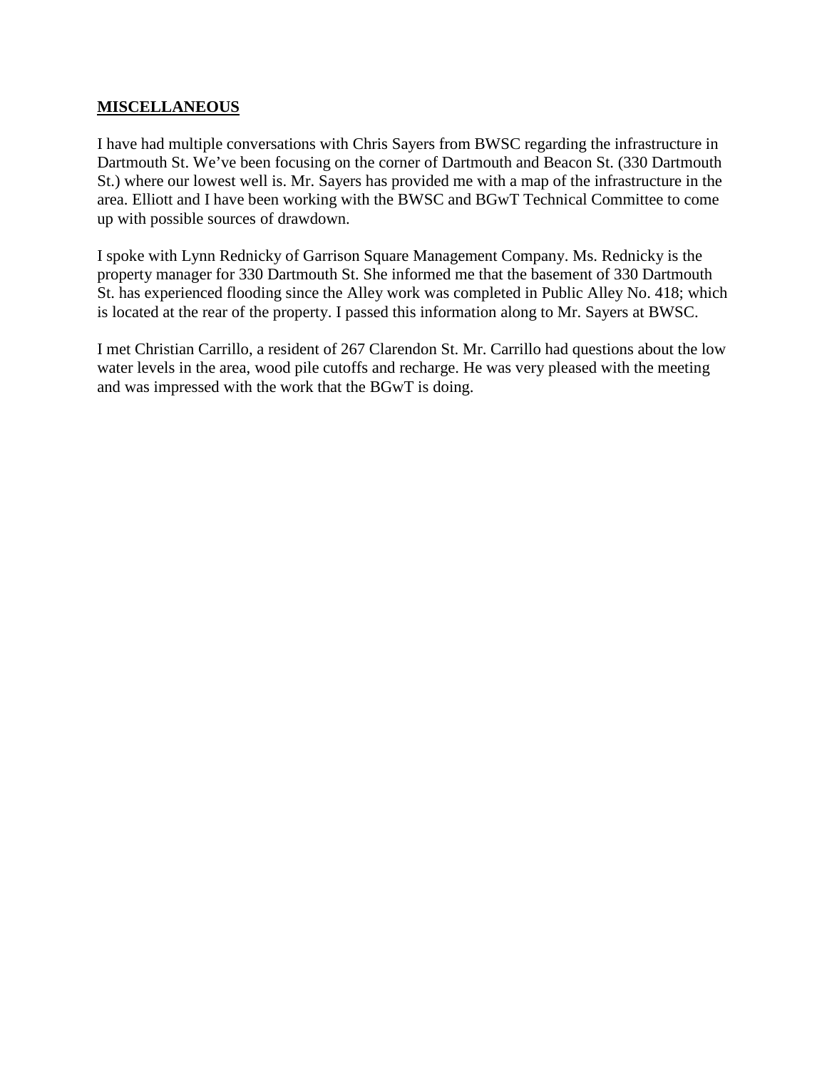**MISCELLANEOUS**

I have had multiple conversations with Chris Sayers from BWSC regarding the infrastructure in Dartmouth St. We've been focusing on the corner of Dartmouth and Beacon St. (330 Dartmouth St.) where our lowest well is. Mr. Sayers has provided me with a map of the infrastructure in the area. Elliott and I have been working with the BWSC and BGwT Technical Committee to come up with possible sources of drawdown.

I spoke with Lynn Rednicky of Garrison Square Management Company. Ms. Rednicky is the property manager for 330 Dartmouth St. She informed me that the basement of 330 Dartmouth St. has experienced flooding since the Alley work was completed in Public Alley No. 418; which is located at the rear of the property. I passed this information along to Mr. Sayers at BWSC.

I met Christian Carrillo, a resident of 267 Clarendon St. Mr. Carrillo had questions about the low water levels in the area, wood pile cutoffs and recharge. He was very pleased with the meeting and was impressed with the work that the BGwT is doing.